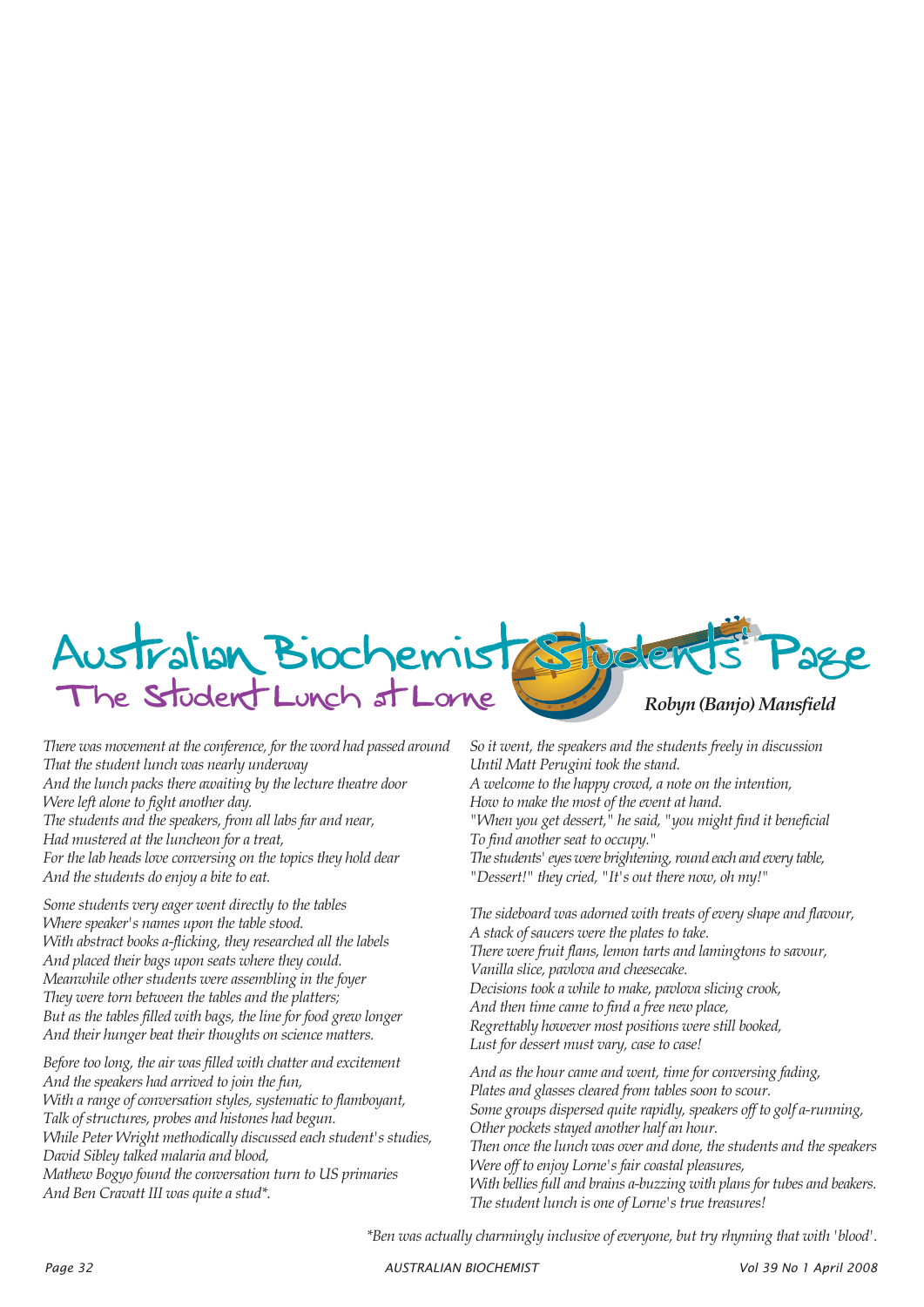# Australian Biochemist Students' Page

## The Student Lunch at Lorne

***Robyn (Banjo) Mansfield***

*There was movement at the conference, for the word had passed around*
*That the student lunch was nearly underway*
*And the lunch packs there awaiting by the lecture theatre door*
*Were left alone to fight another day.*
*The students and the speakers, from all labs far and near,*
*Had mustered at the luncheon for a treat,*
*For the lab heads love conversing on the topics they hold dear*
*And the students do enjoy a bite to eat.*

*Some students very eager went directly to the tables*
*Where speaker's names upon the table stood.*
*With abstract books a-flicking, they researched all the labels*
*And placed their bags upon seats where they could.*
*Meanwhile other students were assembling in the foyer*
*They were torn between the tables and the platters;*
*But as the tables filled with bags, the line for food grew longer*
*And their hunger beat their thoughts on science matters.*

*Before too long, the air was filled with chatter and excitement*
*And the speakers had arrived to join the fun,*
*With a range of conversation styles, systematic to flamboyant,*
*Talk of structures, probes and histones had begun.*
*While Peter Wright methodically discussed each student's studies,*
*David Sibley talked malaria and blood,*
*Mathew Bogyo found the conversation turn to US primaries*
*And Ben Cravatt III was quite a stud*.*

*So it went, the speakers and the students freely in discussion*
*Until Matt Perugini took the stand.*
*A welcome to the happy crowd, a note on the intention,*
*How to make the most of the event at hand.*
*"When you get dessert," he said, "you might find it beneficial*
*To find another seat to occupy."*
*The students' eyes were brightening, round each and every table,*
*"Dessert!" they cried, "It's out there now, oh my!"*

*The sideboard was adorned with treats of every shape and flavour,*
*A stack of saucers were the plates to take.*
*There were fruit flans, lemon tarts and lamingtons to savour,*
*Vanilla slice, pavlova and cheesecake.*
*Decisions took a while to make, pavlova slicing crook,*
*And then time came to find a free new place,*
*Regrettably however most positions were still booked,*
*Lust for dessert must vary, case to case!*

*And as the hour came and went, time for conversing fading,*
*Plates and glasses cleared from tables soon to scour.*
*Some groups dispersed quite rapidly, speakers off to golf a-running,*
*Other pockets stayed another half an hour.*
*Then once the lunch was over and done, the students and the speakers*
*Were off to enjoy Lorne's fair coastal pleasures,*
*With bellies full and brains a-buzzing with plans for tubes and beakers.*
*The student lunch is one of Lorne's true treasures!*

*\*Ben was actually charmingly inclusive of everyone, but try rhyming that with 'blood'.*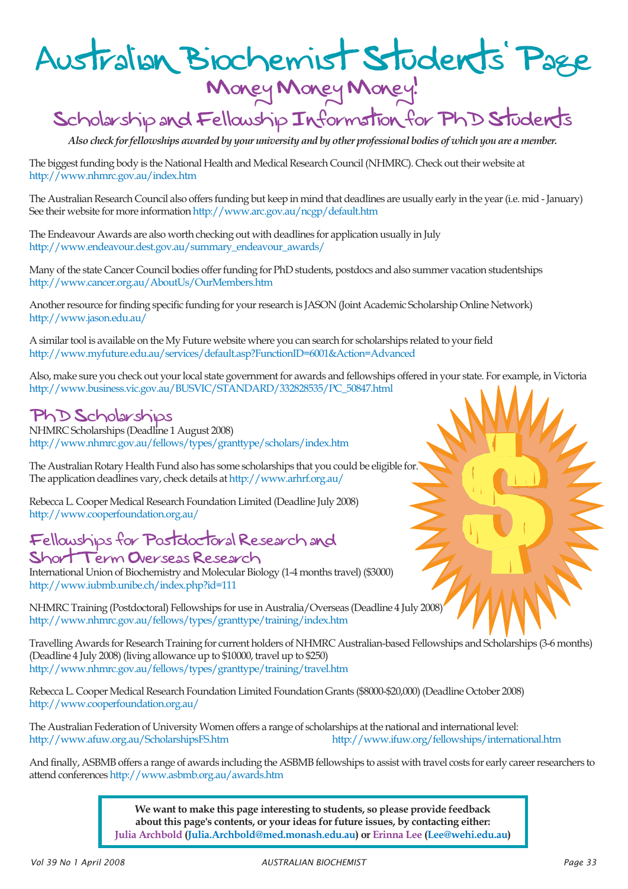# Australian Biochemist Students' Page

## Money Money Money!

## Scholarship and Fellowship Information for PhD Students

*Also check for fellowships awarded by your university and by other professional bodies of which you are a member.*

The biggest funding body is the National Health and Medical Research Council (NHMRC). Check out their website at http://www.nhmrc.gov.au/index.htm

The Australian Research Council also offers funding but keep in mind that deadlines are usually early in the year (i.e. mid - January) See their website for more information http://www.arc.gov.au/ncgp/default.htm

The Endeavour Awards are also worth checking out with deadlines for application usually in July http://www.endeavour.dest.gov.au/summary_endeavour_awards/

Many of the state Cancer Council bodies offer funding for PhD students, postdocs and also summer vacation studentships http://www.cancer.org.au/AboutUs/OurMembers.htm

Another resource for finding specific funding for your research is JASON (Joint Academic Scholarship Online Network) http://www.jason.edu.au/

A similar tool is available on the My Future website where you can search for scholarships related to your field http://www.myfuture.edu.au/services/default.asp?FunctionID=6001&Action=Advanced

Also, make sure you check out your local state government for awards and fellowships offered in your state. For example, in Victoria http://www.business.vic.gov.au/BUSVIC/STANDARD/332828535/PC_50847.html

## PhD Scholarships

NHMRC Scholarships (Deadline 1 August 2008)
http://www.nhmrc.gov.au/fellows/types/granttype/scholars/index.htm

The Australian Rotary Health Fund also has some scholarships that you could be eligible for. The application deadlines vary, check details at http://www.arhrf.org.au/

Rebecca L. Cooper Medical Research Foundation Limited (Deadline July 2008)
http://www.cooperfoundation.org.au/

## Fellowships for Postdoctoral Research and Short Term Overseas Research

International Union of Biochemistry and Molecular Biology (1-4 months travel) ($3000)
http://www.iubmb.unibe.ch/index.php?id=111

NHMRC Training (Postdoctoral) Fellowships for use in Australia/Overseas (Deadline 4 July 2008)
http://www.nhmrc.gov.au/fellows/types/granttype/training/index.htm

Travelling Awards for Research Training for current holders of NHMRC Australian-based Fellowships and Scholarships (3-6 months) (Deadline 4 July 2008) (living allowance up to $10000, travel up to $250)
http://www.nhmrc.gov.au/fellows/types/granttype/training/travel.htm

Rebecca L. Cooper Medical Research Foundation Limited Foundation Grants ($8000-$20,000) (Deadline October 2008)
http://www.cooperfoundation.org.au/

The Australian Federation of University Women offers a range of scholarships at the national and international level:
http://www.afuw.org.au/ScholarshipsFS.htm http://www.ifuw.org/fellowships/international.htm

And finally, ASBMB offers a range of awards including the ASBMB fellowships to assist with travel costs for early career researchers to attend conferences http://www.asbmb.org.au/awards.htm

**We want to make this page interesting to students, so please provide feedback about this page's contents, or your ideas for future issues, by contacting either: Julia Archbold (Julia.Archbold@med.monash.edu.au) or Erinna Lee (Lee@wehi.edu.au)**